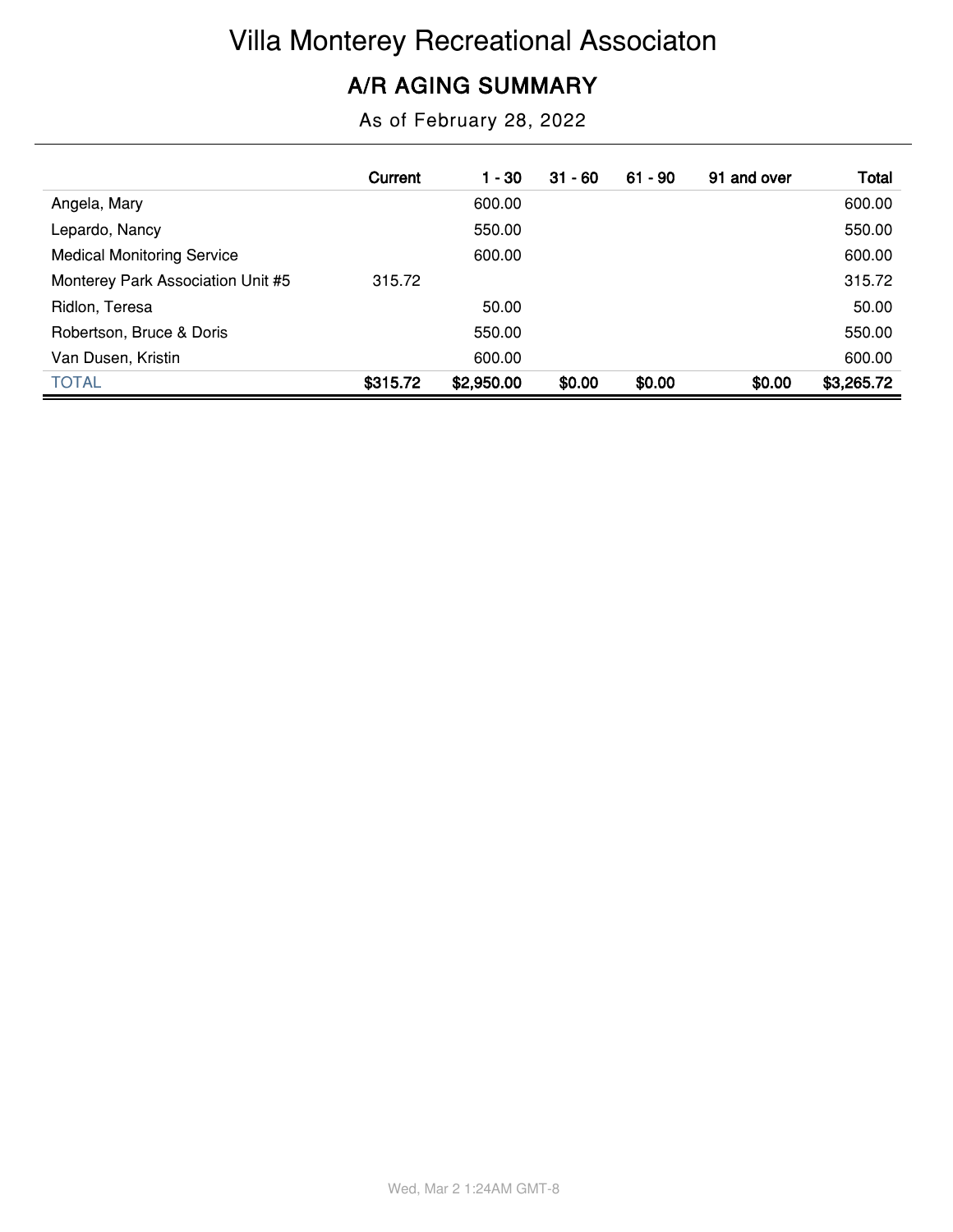# Villa Monterey Recreational Associaton

## A/R AGING SUMMARY

As of February 28, 2022

| | Current | 1 - 30 | 31 - 60 | 61 - 90 | 91 and over | Total |
|---|---|---|---|---|---|---|
| Angela, Mary | | 600.00 | | | | 600.00 |
| Lepardo, Nancy | | 550.00 | | | | 550.00 |
| Medical Monitoring Service | | 600.00 | | | | 600.00 |
| Monterey Park Association Unit #5 | 315.72 | | | | | 315.72 |
| Ridlon, Teresa | | 50.00 | | | | 50.00 |
| Robertson, Bruce & Doris | | 550.00 | | | | 550.00 |
| Van Dusen, Kristin | | 600.00 | | | | 600.00 |
| TOTAL | $315.72 | $2,950.00 | $0.00 | $0.00 | $0.00 | $3,265.72 |

Wed, Mar 2 1:24AM GMT-8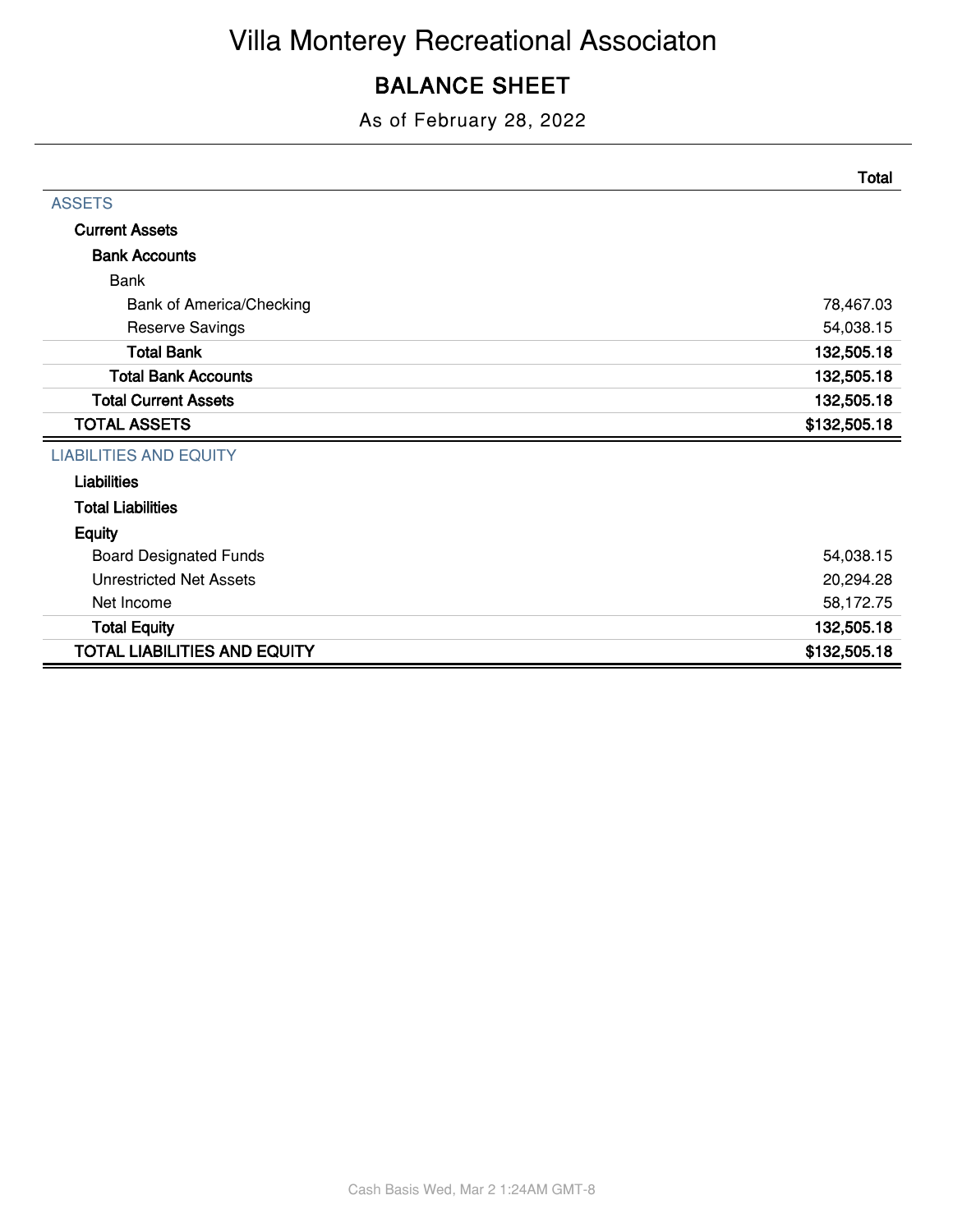# Villa Monterey Recreational Associaton

## BALANCE SHEET

As of February 28, 2022

| | Total |
|---|---|
| ASSETS | |
| **Current Assets** | |
| **Bank Accounts** | |
| Bank | |
| Bank of America/Checking | 78,467.03 |
| Reserve Savings | 54,038.15 |
| **Total Bank** | **132,505.18** |
| **Total Bank Accounts** | **132,505.18** |
| **Total Current Assets** | **132,505.18** |
| **TOTAL ASSETS** | **$132,505.18** |
| LIABILITIES AND EQUITY | |
| **Liabilities** | |
| **Total Liabilities** | |
| **Equity** | |
| Board Designated Funds | 54,038.15 |
| Unrestricted Net Assets | 20,294.28 |
| Net Income | 58,172.75 |
| **Total Equity** | **132,505.18** |
| **TOTAL LIABILITIES AND EQUITY** | **$132,505.18** |

Cash Basis Wed, Mar 2 1:24AM GMT-8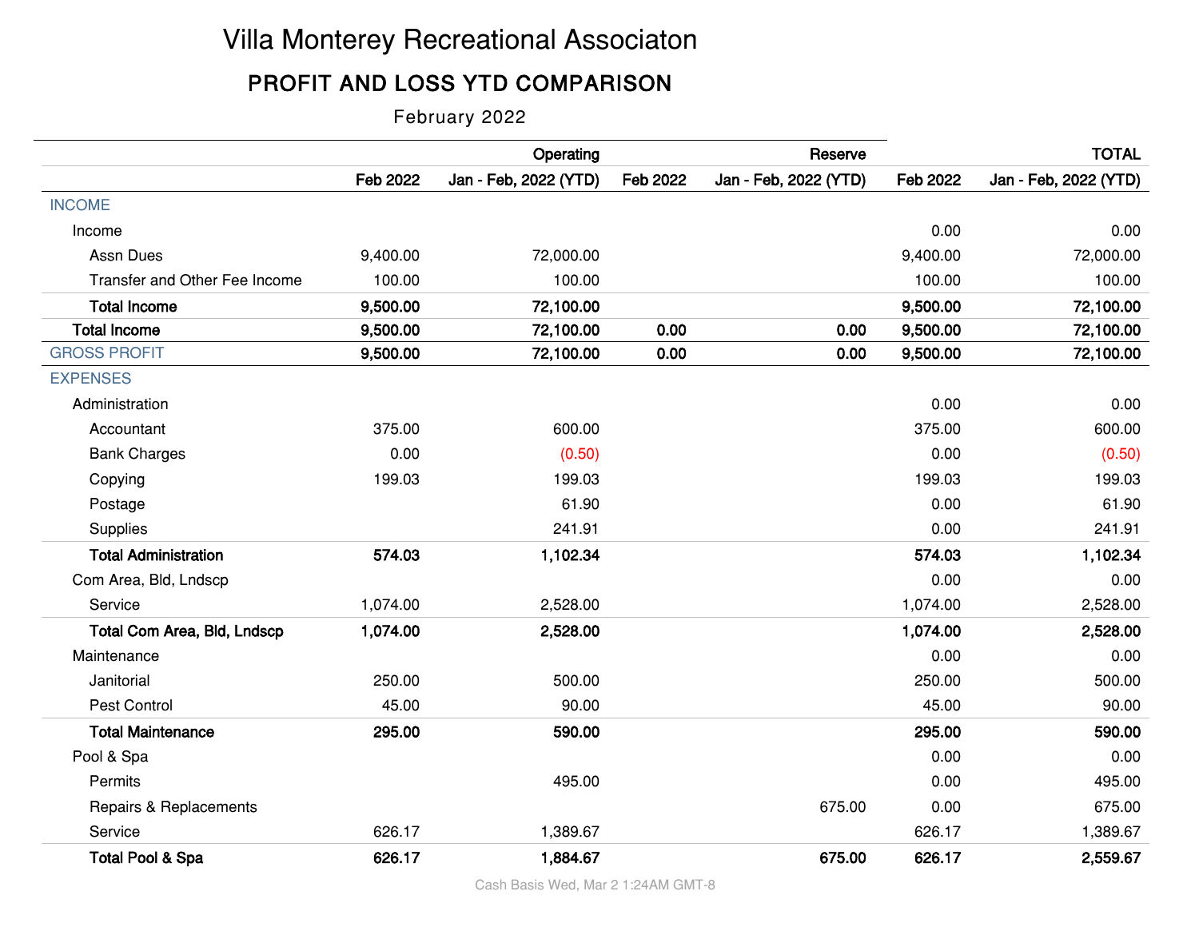# Villa Monterey Recreational Associaton

## PROFIT AND LOSS YTD COMPARISON

February 2022

| | Operating | | Reserve | | TOTAL | |
|---|---|---|---|---|---|---|
| | Feb 2022 | Jan - Feb, 2022 (YTD) | Feb 2022 | Jan - Feb, 2022 (YTD) | Feb 2022 | Jan - Feb, 2022 (YTD) |
| INCOME | | | | | | |
| Income | | | | | 0.00 | 0.00 |
| Assn Dues | 9,400.00 | 72,000.00 | | | 9,400.00 | 72,000.00 |
| Transfer and Other Fee Income | 100.00 | 100.00 | | | 100.00 | 100.00 |
| **Total Income** | **9,500.00** | **72,100.00** | | | **9,500.00** | **72,100.00** |
| **Total Income** | **9,500.00** | **72,100.00** | **0.00** | **0.00** | **9,500.00** | **72,100.00** |
| GROSS PROFIT | **9,500.00** | **72,100.00** | **0.00** | **0.00** | **9,500.00** | **72,100.00** |
| EXPENSES | | | | | | |
| Administration | | | | | 0.00 | 0.00 |
| Accountant | 375.00 | 600.00 | | | 375.00 | 600.00 |
| Bank Charges | 0.00 | (0.50) | | | 0.00 | (0.50) |
| Copying | 199.03 | 199.03 | | | 199.03 | 199.03 |
| Postage | | 61.90 | | | 0.00 | 61.90 |
| Supplies | | 241.91 | | | 0.00 | 241.91 |
| **Total Administration** | **574.03** | **1,102.34** | | | **574.03** | **1,102.34** |
| Com Area, Bld, Lndscp | | | | | 0.00 | 0.00 |
| Service | 1,074.00 | 2,528.00 | | | 1,074.00 | 2,528.00 |
| **Total Com Area, Bld, Lndscp** | **1,074.00** | **2,528.00** | | | **1,074.00** | **2,528.00** |
| Maintenance | | | | | 0.00 | 0.00 |
| Janitorial | 250.00 | 500.00 | | | 250.00 | 500.00 |
| Pest Control | 45.00 | 90.00 | | | 45.00 | 90.00 |
| **Total Maintenance** | **295.00** | **590.00** | | | **295.00** | **590.00** |
| Pool & Spa | | | | | 0.00 | 0.00 |
| Permits | | 495.00 | | | 0.00 | 495.00 |
| Repairs & Replacements | | | | 675.00 | 0.00 | 675.00 |
| Service | 626.17 | 1,389.67 | | | 626.17 | 1,389.67 |
| **Total Pool & Spa** | **626.17** | **1,884.67** | | **675.00** | **626.17** | **2,559.67** |

Cash Basis Wed, Mar 2 1:24AM GMT-8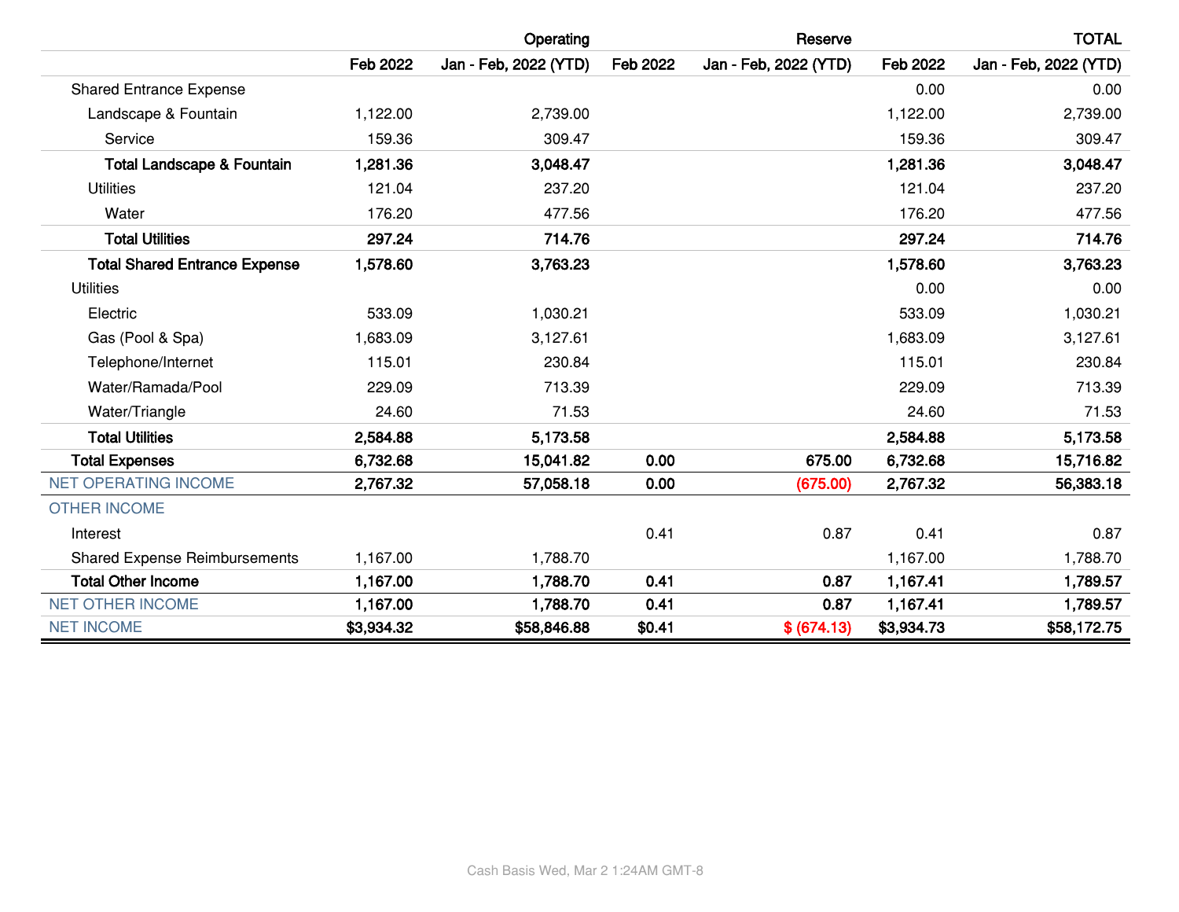| | Operating | | Reserve | | TOTAL | |
|---|---|---|---|---|---|---|
| | Feb 2022 | Jan - Feb, 2022 (YTD) | Feb 2022 | Jan - Feb, 2022 (YTD) | Feb 2022 | Jan - Feb, 2022 (YTD) |
| Shared Entrance Expense | | | | | 0.00 | 0.00 |
| Landscape & Fountain | 1,122.00 | 2,739.00 | | | 1,122.00 | 2,739.00 |
| Service | 159.36 | 309.47 | | | 159.36 | 309.47 |
| **Total Landscape & Fountain** | **1,281.36** | **3,048.47** | | | **1,281.36** | **3,048.47** |
| Utilities | 121.04 | 237.20 | | | 121.04 | 237.20 |
| Water | 176.20 | 477.56 | | | 176.20 | 477.56 |
| **Total Utilities** | **297.24** | **714.76** | | | **297.24** | **714.76** |
| **Total Shared Entrance Expense** | **1,578.60** | **3,763.23** | | | **1,578.60** | **3,763.23** |
| Utilities | | | | | 0.00 | 0.00 |
| Electric | 533.09 | 1,030.21 | | | 533.09 | 1,030.21 |
| Gas (Pool & Spa) | 1,683.09 | 3,127.61 | | | 1,683.09 | 3,127.61 |
| Telephone/Internet | 115.01 | 230.84 | | | 115.01 | 230.84 |
| Water/Ramada/Pool | 229.09 | 713.39 | | | 229.09 | 713.39 |
| Water/Triangle | 24.60 | 71.53 | | | 24.60 | 71.53 |
| **Total Utilities** | **2,584.88** | **5,173.58** | | | **2,584.88** | **5,173.58** |
| **Total Expenses** | **6,732.68** | **15,041.82** | **0.00** | **675.00** | **6,732.68** | **15,716.82** |
| NET OPERATING INCOME | **2,767.32** | **57,058.18** | **0.00** | **(675.00)** | **2,767.32** | **56,383.18** |
| OTHER INCOME | | | | | | |
| Interest | | | 0.41 | 0.87 | 0.41 | 0.87 |
| Shared Expense Reimbursements | 1,167.00 | 1,788.70 | | | 1,167.00 | 1,788.70 |
| **Total Other Income** | **1,167.00** | **1,788.70** | **0.41** | **0.87** | **1,167.41** | **1,789.57** |
| NET OTHER INCOME | **1,167.00** | **1,788.70** | **0.41** | **0.87** | **1,167.41** | **1,789.57** |
| NET INCOME | **$3,934.32** | **$58,846.88** | **$0.41** | **$ (674.13)** | **$3,934.73** | **$58,172.75** |

Cash Basis Wed, Mar 2 1:24AM GMT-8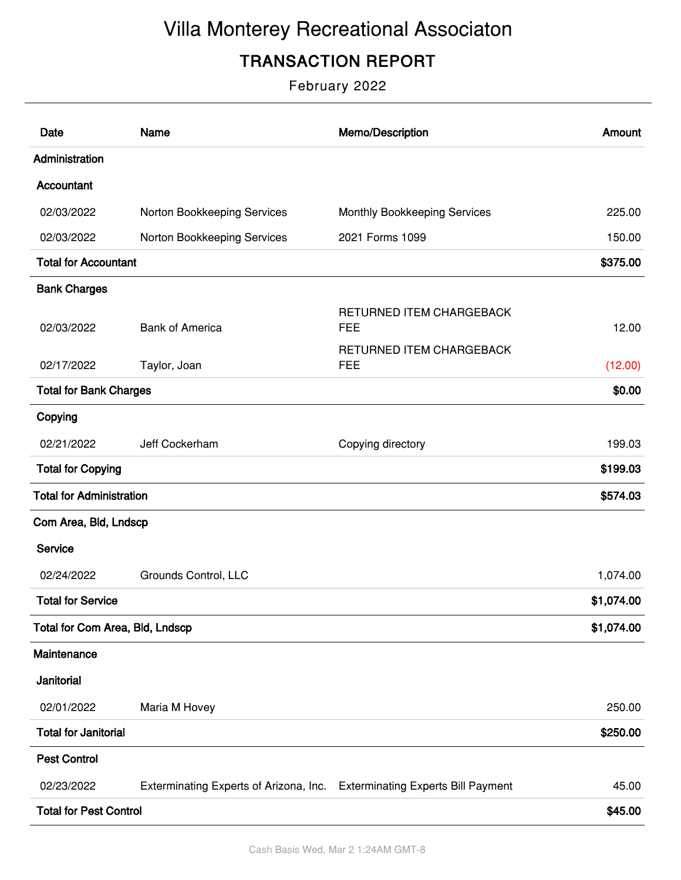# Villa Monterey Recreational Associaton

## TRANSACTION REPORT

February 2022

| Date | Name | Memo/Description | Amount |
|---|---|---|---|
| **Administration** | | | |
| **Accountant** | | | |
| 02/03/2022 | Norton Bookkeeping Services | Monthly Bookkeeping Services | 225.00 |
| 02/03/2022 | Norton Bookkeeping Services | 2021 Forms 1099 | 150.00 |
| **Total for Accountant** | | | **$375.00** |
| **Bank Charges** | | | |
| 02/03/2022 | Bank of America | RETURNED ITEM CHARGEBACK FEE | 12.00 |
| 02/17/2022 | Taylor, Joan | RETURNED ITEM CHARGEBACK FEE | (12.00) |
| **Total for Bank Charges** | | | **$0.00** |
| **Copying** | | | |
| 02/21/2022 | Jeff Cockerham | Copying directory | 199.03 |
| **Total for Copying** | | | **$199.03** |
| **Total for Administration** | | | **$574.03** |
| **Com Area, Bld, Lndscp** | | | |
| **Service** | | | |
| 02/24/2022 | Grounds Control, LLC | | 1,074.00 |
| **Total for Service** | | | **$1,074.00** |
| **Total for Com Area, Bld, Lndscp** | | | **$1,074.00** |
| **Maintenance** | | | |
| **Janitorial** | | | |
| 02/01/2022 | Maria M Hovey | | 250.00 |
| **Total for Janitorial** | | | **$250.00** |
| **Pest Control** | | | |
| 02/23/2022 | Exterminating Experts of Arizona, Inc. | Exterminating Experts Bill Payment | 45.00 |
| **Total for Pest Control** | | | **$45.00** |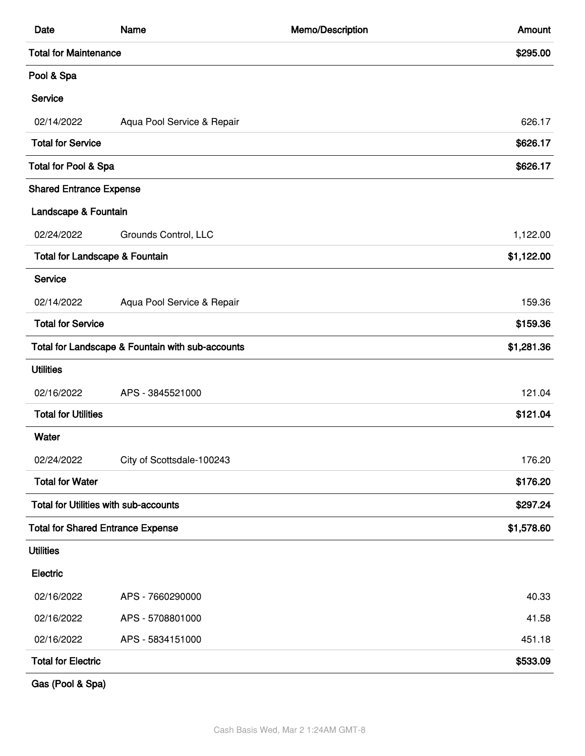| Date | Name | Memo/Description | Amount |
|---|---|---|---|
| **Total for Maintenance** | | | **$295.00** |
| Pool & Spa | | | |
| Service | | | |
| 02/14/2022 | Aqua Pool Service & Repair | | 626.17 |
| **Total for Service** | | | **$626.17** |
| **Total for Pool & Spa** | | | **$626.17** |
| Shared Entrance Expense | | | |
| Landscape & Fountain | | | |
| 02/24/2022 | Grounds Control, LLC | | 1,122.00 |
| **Total for Landscape & Fountain** | | | **$1,122.00** |
| Service | | | |
| 02/14/2022 | Aqua Pool Service & Repair | | 159.36 |
| **Total for Service** | | | **$159.36** |
| **Total for Landscape & Fountain with sub-accounts** | | | **$1,281.36** |
| Utilities | | | |
| 02/16/2022 | APS - 3845521000 | | 121.04 |
| **Total for Utilities** | | | **$121.04** |
| Water | | | |
| 02/24/2022 | City of Scottsdale-100243 | | 176.20 |
| **Total for Water** | | | **$176.20** |
| **Total for Utilities with sub-accounts** | | | **$297.24** |
| **Total for Shared Entrance Expense** | | | **$1,578.60** |
| Utilities | | | |
| Electric | | | |
| 02/16/2022 | APS - 7660290000 | | 40.33 |
| 02/16/2022 | APS - 5708801000 | | 41.58 |
| 02/16/2022 | APS - 5834151000 | | 451.18 |
| **Total for Electric** | | | **$533.09** |
| Gas (Pool & Spa) | | | |

Cash Basis Wed, Mar 2 1:24AM GMT-8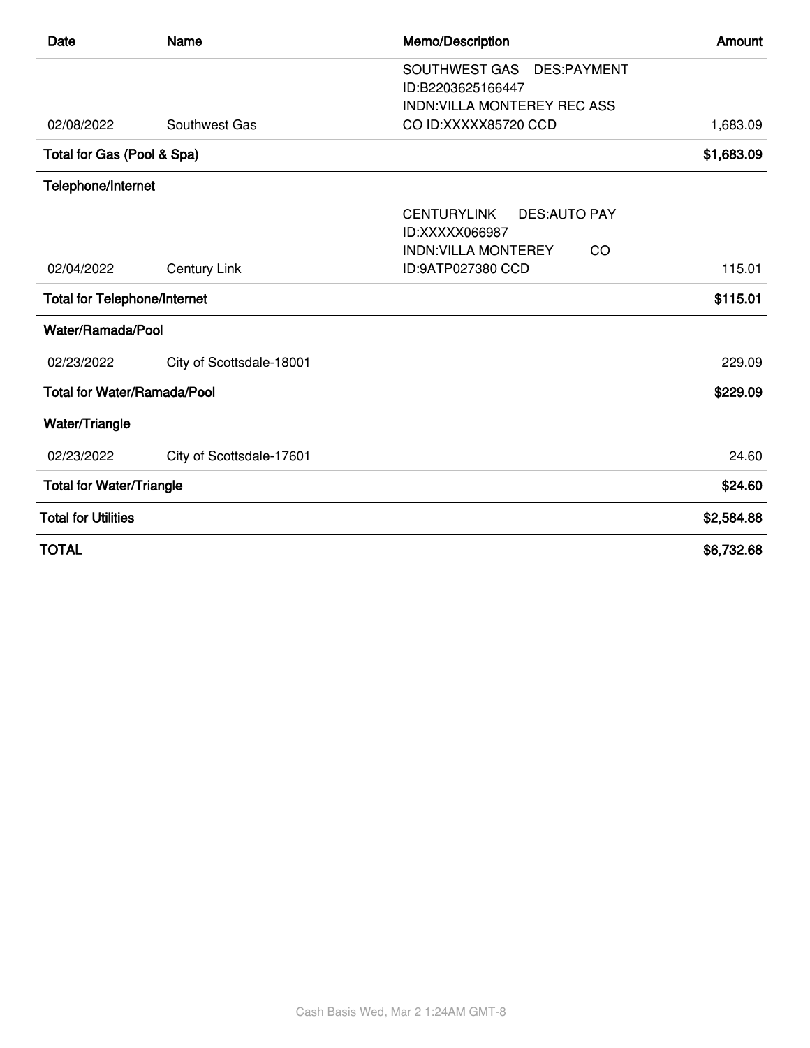| Date | Name | Memo/Description | Amount |
|---|---|---|---|
| 02/08/2022 | Southwest Gas | SOUTHWEST GAS DES:PAYMENT ID:B2203625166447 INDN:VILLA MONTEREY REC ASS CO ID:XXXXX85720 CCD | 1,683.09 |
| **Total for Gas (Pool & Spa)** | | | **$1,683.09** |
| **Telephone/Internet** | | | |
| 02/04/2022 | Century Link | CENTURYLINK DES:AUTO PAY ID:XXXXX066987 INDN:VILLA MONTEREY CO ID:9ATP027380 CCD | 115.01 |
| **Total for Telephone/Internet** | | | **$115.01** |
| **Water/Ramada/Pool** | | | |
| 02/23/2022 | City of Scottsdale-18001 | | 229.09 |
| **Total for Water/Ramada/Pool** | | | **$229.09** |
| **Water/Triangle** | | | |
| 02/23/2022 | City of Scottsdale-17601 | | 24.60 |
| **Total for Water/Triangle** | | | **$24.60** |
| **Total for Utilities** | | | **$2,584.88** |
| **TOTAL** | | | **$6,732.68** |

Cash Basis Wed, Mar 2 1:24AM GMT-8